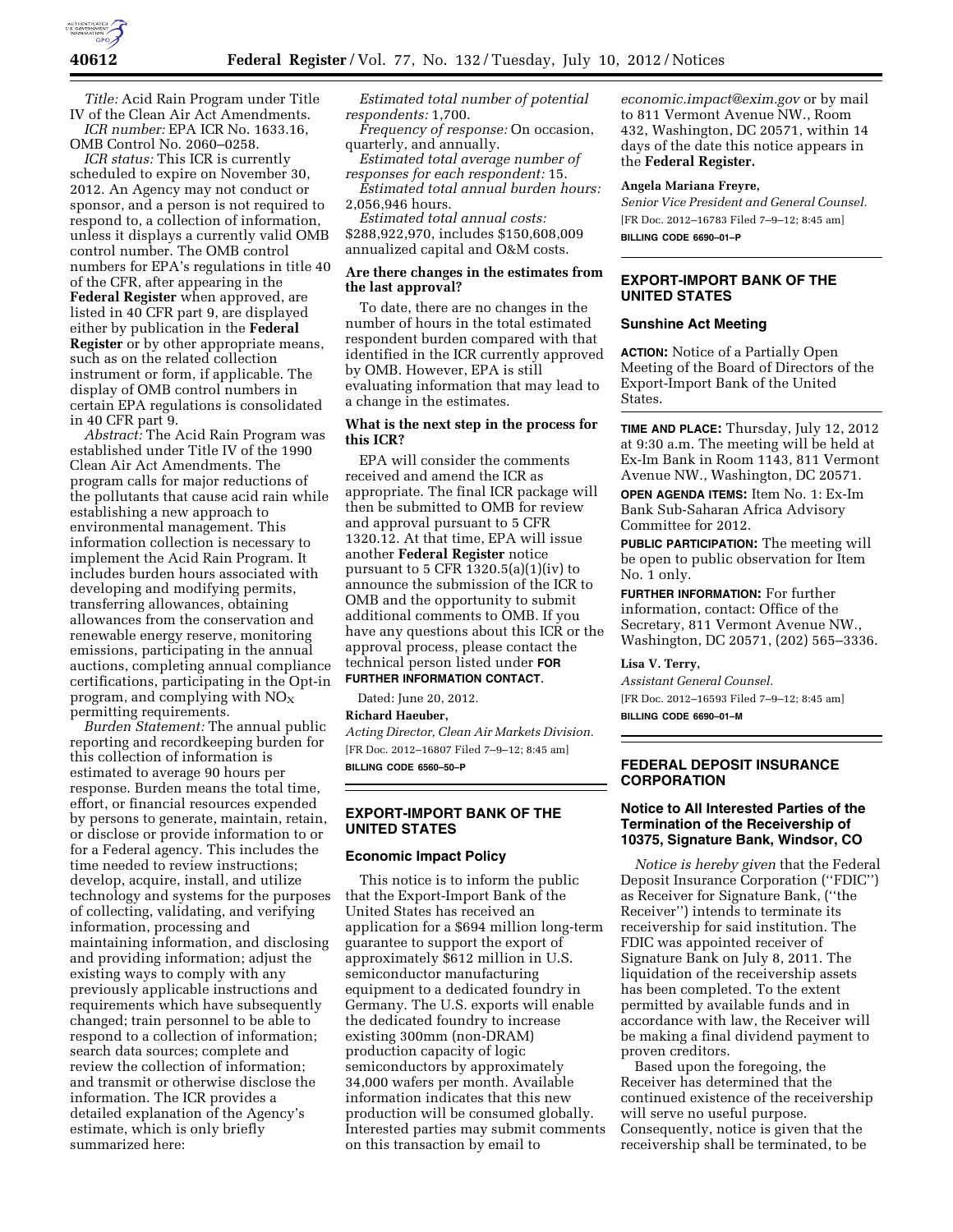*Title:* Acid Rain Program under Title IV of the Clean Air Act Amendments.

*ICR number:* EPA ICR No. 1633.16, OMB Control No. 2060–0258.

*ICR status:* This ICR is currently scheduled to expire on November 30, 2012. An Agency may not conduct or sponsor, and a person is not required to respond to, a collection of information, unless it displays a currently valid OMB control number. The OMB control numbers for EPA's regulations in title 40 of the CFR, after appearing in the **Federal Register** when approved, are listed in 40 CFR part 9, are displayed either by publication in the **Federal Register** or by other appropriate means, such as on the related collection instrument or form, if applicable. The display of OMB control numbers in certain EPA regulations is consolidated in 40 CFR part 9.

*Abstract:* The Acid Rain Program was established under Title IV of the 1990 Clean Air Act Amendments. The program calls for major reductions of the pollutants that cause acid rain while establishing a new approach to environmental management. This information collection is necessary to implement the Acid Rain Program. It includes burden hours associated with developing and modifying permits, transferring allowances, obtaining allowances from the conservation and renewable energy reserve, monitoring emissions, participating in the annual auctions, completing annual compliance certifications, participating in the Opt-in program, and complying with $NO_X$ permitting requirements.

*Burden Statement:* The annual public reporting and recordkeeping burden for this collection of information is estimated to average 90 hours per response. Burden means the total time, effort, or financial resources expended by persons to generate, maintain, retain, or disclose or provide information to or for a Federal agency. This includes the time needed to review instructions; develop, acquire, install, and utilize technology and systems for the purposes of collecting, validating, and verifying information, processing and maintaining information, and disclosing and providing information; adjust the existing ways to comply with any previously applicable instructions and requirements which have subsequently changed; train personnel to be able to respond to a collection of information; search data sources; complete and review the collection of information; and transmit or otherwise disclose the information. The ICR provides a detailed explanation of the Agency's estimate, which is only briefly summarized here:

*Estimated total number of potential respondents:* 1,700.

*Frequency of response:* On occasion, quarterly, and annually.

*Estimated total average number of responses for each respondent:* 15.

*Estimated total annual burden hours:* 2,056,946 hours.

*Estimated total annual costs:* $288,922,970, includes $150,608,009 annualized capital and O&M costs.

### Are there changes in the estimates from the last approval?

To date, there are no changes in the number of hours in the total estimated respondent burden compared with that identified in the ICR currently approved by OMB. However, EPA is still evaluating information that may lead to a change in the estimates.

### What is the next step in the process for this ICR?

EPA will consider the comments received and amend the ICR as appropriate. The final ICR package will then be submitted to OMB for review and approval pursuant to 5 CFR 1320.12. At that time, EPA will issue another **Federal Register** notice pursuant to 5 CFR 1320.5(a)(1)(iv) to announce the submission of the ICR to OMB and the opportunity to submit additional comments to OMB. If you have any questions about this ICR or the approval process, please contact the technical person listed under **FOR FURTHER INFORMATION CONTACT**.

Dated: June 20, 2012.

**Richard Haeuber,**

*Acting Director, Clean Air Markets Division.*

[FR Doc. 2012–16807 Filed 7–9–12; 8:45 am]

**BILLING CODE 6560–50–P**

## EXPORT-IMPORT BANK OF THE UNITED STATES

### Economic Impact Policy

This notice is to inform the public that the Export-Import Bank of the United States has received an application for a $694 million long-term guarantee to support the export of approximately $612 million in U.S. semiconductor manufacturing equipment to a dedicated foundry in Germany. The U.S. exports will enable the dedicated foundry to increase existing 300mm (non-DRAM) production capacity of logic semiconductors by approximately 34,000 wafers per month. Available information indicates that this new production will be consumed globally. Interested parties may submit comments on this transaction by email to *economic.impact@exim.gov* or by mail to 811 Vermont Avenue NW., Room 432, Washington, DC 20571, within 14 days of the date this notice appears in the **Federal Register.**

**Angela Mariana Freyre,**

*Senior Vice President and General Counsel.*

[FR Doc. 2012–16783 Filed 7–9–12; 8:45 am]

**BILLING CODE 6690–01–P**

## EXPORT-IMPORT BANK OF THE UNITED STATES

### Sunshine Act Meeting

**ACTION:** Notice of a Partially Open Meeting of the Board of Directors of the Export-Import Bank of the United States.

**TIME AND PLACE:** Thursday, July 12, 2012 at 9:30 a.m. The meeting will be held at Ex-Im Bank in Room 1143, 811 Vermont Avenue NW., Washington, DC 20571.

**OPEN AGENDA ITEMS:** Item No. 1: Ex-Im Bank Sub-Saharan Africa Advisory Committee for 2012.

**PUBLIC PARTICIPATION:** The meeting will be open to public observation for Item No. 1 only.

**FURTHER INFORMATION:** For further information, contact: Office of the Secretary, 811 Vermont Avenue NW., Washington, DC 20571, (202) 565–3336.

**Lisa V. Terry,**

*Assistant General Counsel.*

[FR Doc. 2012–16593 Filed 7–9–12; 8:45 am]

**BILLING CODE 6690–01–M**

## FEDERAL DEPOSIT INSURANCE CORPORATION

### Notice to All Interested Parties of the Termination of the Receivership of 10375, Signature Bank, Windsor, CO

*Notice is hereby given* that the Federal Deposit Insurance Corporation (''FDIC'') as Receiver for Signature Bank, (''the Receiver'') intends to terminate its receivership for said institution. The FDIC was appointed receiver of Signature Bank on July 8, 2011. The liquidation of the receivership assets has been completed. To the extent permitted by available funds and in accordance with law, the Receiver will be making a final dividend payment to proven creditors.

Based upon the foregoing, the Receiver has determined that the continued existence of the receivership will serve no useful purpose. Consequently, notice is given that the receivership shall be terminated, to be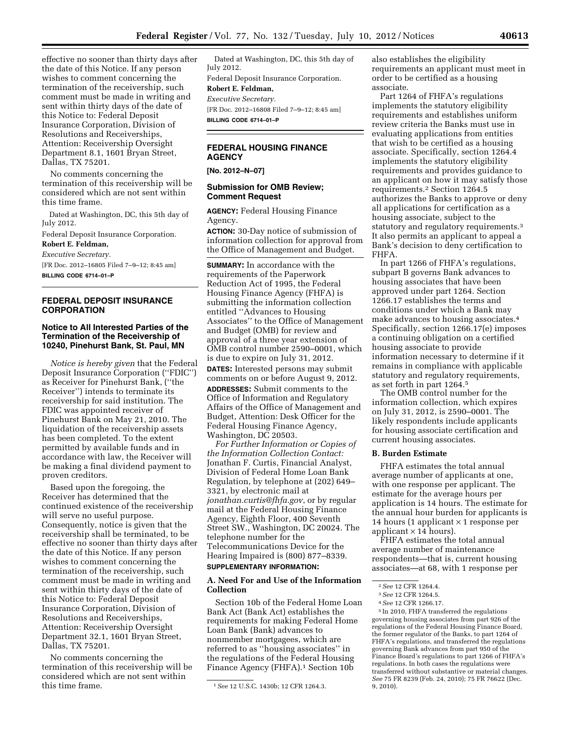effective no sooner than thirty days after the date of this Notice. If any person wishes to comment concerning the termination of the receivership, such comment must be made in writing and sent within thirty days of the date of this Notice to: Federal Deposit Insurance Corporation, Division of Resolutions and Receiverships, Attention: Receivership Oversight Department 8.1, 1601 Bryan Street, Dallas, TX 75201.

No comments concerning the termination of this receivership will be considered which are not sent within this time frame.

Dated at Washington, DC, this 5th day of July 2012.

Federal Deposit Insurance Corporation.

**Robert E. Feldman,**

*Executive Secretary.*

[FR Doc. 2012–16805 Filed 7–9–12; 8:45 am]

**BILLING CODE 6714–01–P**

## FEDERAL DEPOSIT INSURANCE CORPORATION

### Notice to All Interested Parties of the Termination of the Receivership of 10240, Pinehurst Bank, St. Paul, MN

*Notice is hereby given* that the Federal Deposit Insurance Corporation (''FDIC'') as Receiver for Pinehurst Bank, (''the Receiver'') intends to terminate its receivership for said institution. The FDIC was appointed receiver of Pinehurst Bank on May 21, 2010. The liquidation of the receivership assets has been completed. To the extent permitted by available funds and in accordance with law, the Receiver will be making a final dividend payment to proven creditors.

Based upon the foregoing, the Receiver has determined that the continued existence of the receivership will serve no useful purpose. Consequently, notice is given that the receivership shall be terminated, to be effective no sooner than thirty days after the date of this Notice. If any person wishes to comment concerning the termination of the receivership, such comment must be made in writing and sent within thirty days of the date of this Notice to: Federal Deposit Insurance Corporation, Division of Resolutions and Receiverships, Attention: Receivership Oversight Department 32.1, 1601 Bryan Street, Dallas, TX 75201.

No comments concerning the termination of this receivership will be considered which are not sent within this time frame.

Dated at Washington, DC, this 5th day of July 2012.

Federal Deposit Insurance Corporation.

**Robert E. Feldman,**

*Executive Secretary.*

[FR Doc. 2012–16808 Filed 7–9–12; 8:45 am]

**BILLING CODE 6714–01–P**

## FEDERAL HOUSING FINANCE AGENCY

**[No. 2012–N–07]**

### Submission for OMB Review; Comment Request

**AGENCY:** Federal Housing Finance Agency.

**ACTION:** 30-Day notice of submission of information collection for approval from the Office of Management and Budget.

**SUMMARY:** In accordance with the requirements of the Paperwork Reduction Act of 1995, the Federal Housing Finance Agency (FHFA) is submitting the information collection entitled ''Advances to Housing Associates'' to the Office of Management and Budget (OMB) for review and approval of a three year extension of OMB control number 2590–0001, which is due to expire on July 31, 2012.

**DATES:** Interested persons may submit comments on or before August 9, 2012.

**ADDRESSES:** Submit comments to the Office of Information and Regulatory Affairs of the Office of Management and Budget, Attention: Desk Officer for the Federal Housing Finance Agency, Washington, DC 20503.

*For Further Information or Copies of the Information Collection Contact:* Jonathan F. Curtis, Financial Analyst, Division of Federal Home Loan Bank Regulation, by telephone at (202) 649–3321, by electronic mail at *jonathan.curtis@fhfa.gov*, or by regular mail at the Federal Housing Finance Agency, Eighth Floor, 400 Seventh Street SW., Washington, DC 20024. The telephone number for the Telecommunications Device for the Hearing Impaired is (800) 877–8339.

**SUPPLEMENTARY INFORMATION:**

#### A. Need For and Use of the Information Collection

Section 10b of the Federal Home Loan Bank Act (Bank Act) establishes the requirements for making Federal Home Loan Bank (Bank) advances to nonmember mortgagees, which are referred to as ''housing associates'' in the regulations of the Federal Housing Finance Agency (FHFA).[1] Section 10b also establishes the eligibility requirements an applicant must meet in order to be certified as a housing associate.

Part 1264 of FHFA's regulations implements the statutory eligibility requirements and establishes uniform review criteria the Banks must use in evaluating applications from entities that wish to be certified as a housing associate. Specifically, section 1264.4 implements the statutory eligibility requirements and provides guidance to an applicant on how it may satisfy those requirements.[2] Section 1264.5 authorizes the Banks to approve or deny all applications for certification as a housing associate, subject to the statutory and regulatory requirements.[3] It also permits an applicant to appeal a Bank's decision to deny certification to FHFA.

In part 1266 of FHFA's regulations, subpart B governs Bank advances to housing associates that have been approved under part 1264. Section 1266.17 establishes the terms and conditions under which a Bank may make advances to housing associates.[4] Specifically, section 1266.17(e) imposes a continuing obligation on a certified housing associate to provide information necessary to determine if it remains in compliance with applicable statutory and regulatory requirements, as set forth in part 1264.[5]

The OMB control number for the information collection, which expires on July 31, 2012, is 2590–0001. The likely respondents include applicants for housing associate certification and current housing associates.

#### B. Burden Estimate

FHFA estimates the total annual average number of applicants at one, with one response per applicant. The estimate for the average hours per application is 14 hours. The estimate for the annual hour burden for applicants is 14 hours (1 applicant $\times$ 1 response per applicant $\times$ 14 hours).

FHFA estimates the total annual average number of maintenance respondents—that is, current housing associates—at 68, with 1 response per

[1] *See* 12 U.S.C. 1430b; 12 CFR 1264.3.

[2] *See* 12 CFR 1264.4.

[3] *See* 12 CFR 1264.5.

[4] *See* 12 CFR 1266.17.

[5] In 2010, FHFA transferred the regulations governing housing associates from part 926 of the regulations of the Federal Housing Finance Board, the former regulator of the Banks, to part 1264 of FHFA's regulations, and transferred the regulations governing Bank advances from part 950 of the Finance Board's regulations to part 1266 of FHFA's regulations. In both cases the regulations were transferred without substantive or material changes. *See* 75 FR 8239 (Feb. 24, 2010); 75 FR 76622 (Dec. 9, 2010).